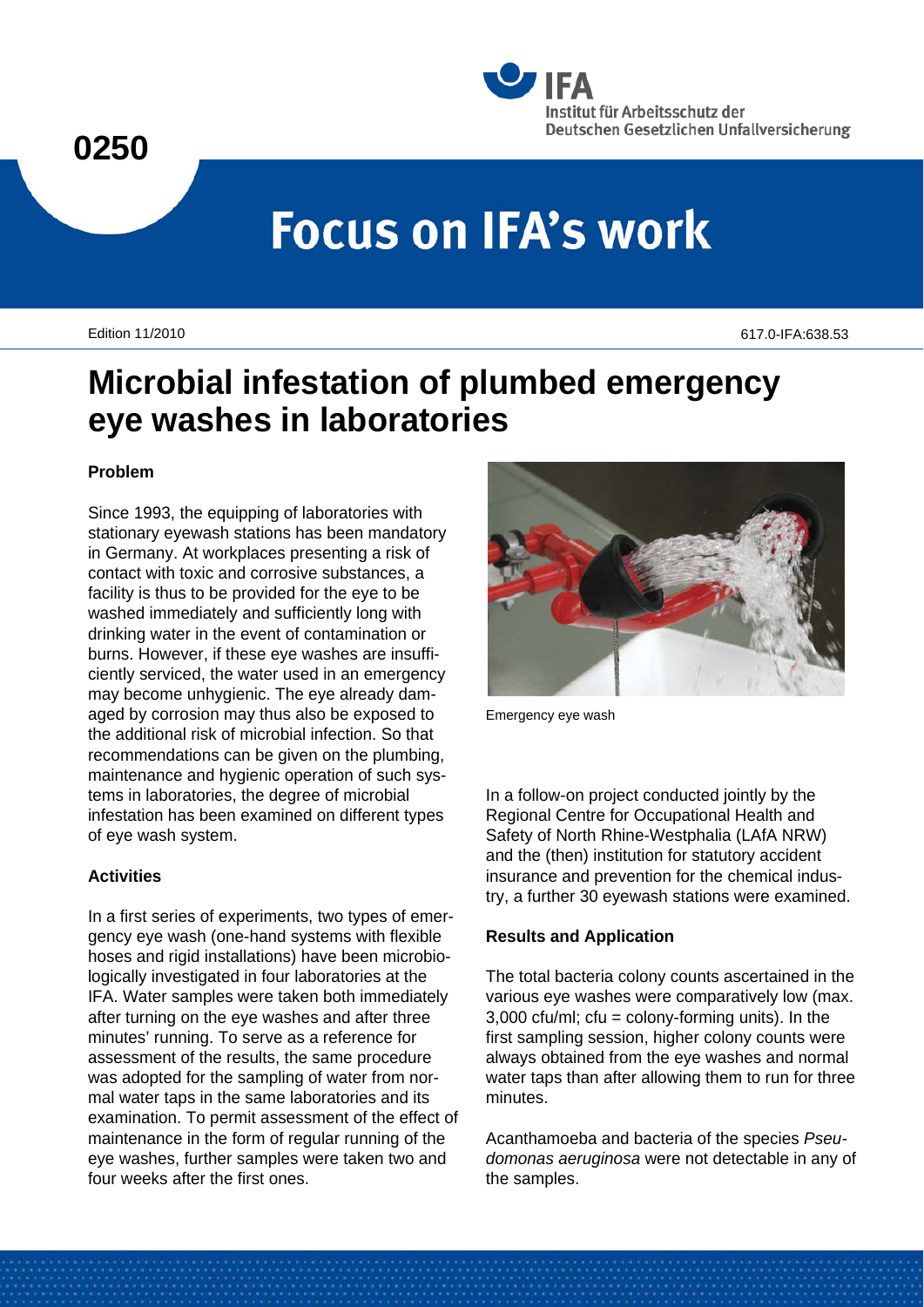0250

Institut für Arbeitsschutz der Deutschen Gesetzlichen Unfallversicherung

# Focus on IFA's work

Edition 11/2010

617.0-IFA:638.53

# Microbial infestation of plumbed emergency eye washes in laboratories

### Problem

Since 1993, the equipping of laboratories with stationary eyewash stations has been mandatory in Germany. At workplaces presenting a risk of contact with toxic and corrosive substances, a facility is thus to be provided for the eye to be washed immediately and sufficiently long with drinking water in the event of contamination or burns. However, if these eye washes are insufficiently serviced, the water used in an emergency may become unhygienic. The eye already damaged by corrosion may thus also be exposed to the additional risk of microbial infection. So that recommendations can be given on the plumbing, maintenance and hygienic operation of such systems in laboratories, the degree of microbial infestation has been examined on different types of eye wash system.

### Activities

In a first series of experiments, two types of emergency eye wash (one-hand systems with flexible hoses and rigid installations) have been microbiologically investigated in four laboratories at the IFA. Water samples were taken both immediately after turning on the eye washes and after three minutes' running. To serve as a reference for assessment of the results, the same procedure was adopted for the sampling of water from normal water taps in the same laboratories and its examination. To permit assessment of the effect of maintenance in the form of regular running of the eye washes, further samples were taken two and four weeks after the first ones.

Emergency eye wash

In a follow-on project conducted jointly by the Regional Centre for Occupational Health and Safety of North Rhine-Westphalia (LAfA NRW) and the (then) institution for statutory accident insurance and prevention for the chemical industry, a further 30 eyewash stations were examined.

### Results and Application

The total bacteria colony counts ascertained in the various eye washes were comparatively low (max. 3,000 cfu/ml; cfu = colony-forming units). In the first sampling session, higher colony counts were always obtained from the eye washes and normal water taps than after allowing them to run for three minutes.

Acanthamoeba and bacteria of the species *Pseudomonas aeruginosa* were not detectable in any of the samples.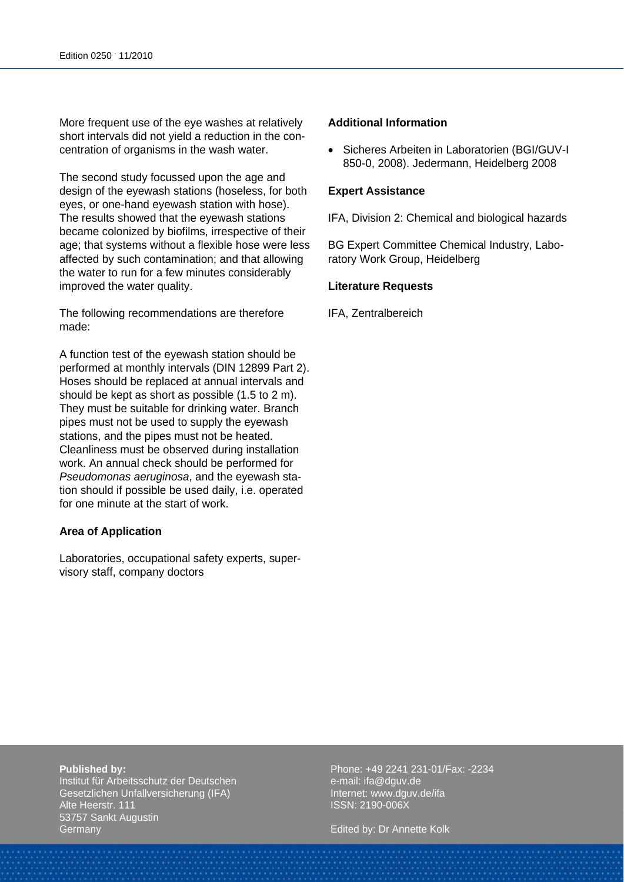More frequent use of the eye washes at relatively short intervals did not yield a reduction in the concentration of organisms in the wash water.

The second study focussed upon the age and design of the eyewash stations (hoseless, for both eyes, or one-hand eyewash station with hose). The results showed that the eyewash stations became colonized by biofilms, irrespective of their age; that systems without a flexible hose were less affected by such contamination; and that allowing the water to run for a few minutes considerably improved the water quality.

The following recommendations are therefore made:

A function test of the eyewash station should be performed at monthly intervals (DIN 12899 Part 2). Hoses should be replaced at annual intervals and should be kept as short as possible (1.5 to 2 m). They must be suitable for drinking water. Branch pipes must not be used to supply the eyewash stations, and the pipes must not be heated. Cleanliness must be observed during installation work. An annual check should be performed for *Pseudomonas aeruginosa*, and the eyewash station should if possible be used daily, i.e. operated for one minute at the start of work.

**Area of Application**

Laboratories, occupational safety experts, supervisory staff, company doctors

**Additional Information**

- Sicheres Arbeiten in Laboratorien (BGI/GUV-I 850-0, 2008). Jedermann, Heidelberg 2008

**Expert Assistance**

IFA, Division 2: Chemical and biological hazards

BG Expert Committee Chemical Industry, Laboratory Work Group, Heidelberg

**Literature Requests**

IFA, Zentralbereich

**Published by:**
Institut für Arbeitsschutz der Deutschen Gesetzlichen Unfallversicherung (IFA)
Alte Heerstr. 111
53757 Sankt Augustin
Germany

Phone: +49 2241 231-01/Fax: -2234
e-mail: ifa@dguv.de
Internet: www.dguv.de/ifa
ISSN: 2190-006X

Edited by: Dr Annette Kolk